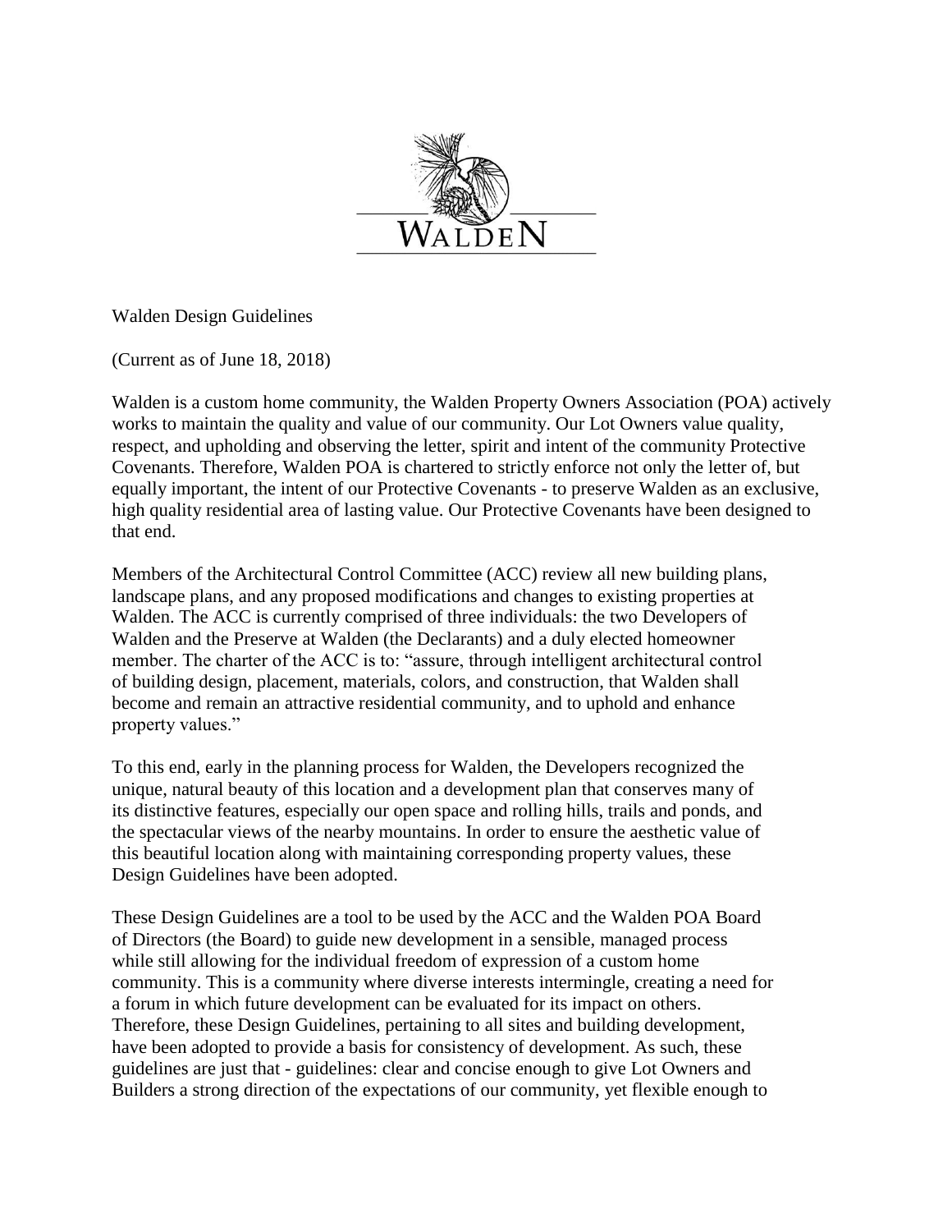# Walden Design Guidelines

(Current as of June 18, 2018)

Walden is a custom home community, the Walden Property Owners Association (POA) actively works to maintain the quality and value of our community. Our Lot Owners value quality, respect, and upholding and observing the letter, spirit and intent of the community Protective Covenants. Therefore, Walden POA is chartered to strictly enforce not only the letter of, but equally important, the intent of our Protective Covenants - to preserve Walden as an exclusive, high quality residential area of lasting value. Our Protective Covenants have been designed to that end.

Members of the Architectural Control Committee (ACC) review all new building plans, landscape plans, and any proposed modifications and changes to existing properties at Walden. The ACC is currently comprised of three individuals: the two Developers of Walden and the Preserve at Walden (the Declarants) and a duly elected homeowner member. The charter of the ACC is to: "assure, through intelligent architectural control of building design, placement, materials, colors, and construction, that Walden shall become and remain an attractive residential community, and to uphold and enhance property values."

To this end, early in the planning process for Walden, the Developers recognized the unique, natural beauty of this location and a development plan that conserves many of its distinctive features, especially our open space and rolling hills, trails and ponds, and the spectacular views of the nearby mountains. In order to ensure the aesthetic value of this beautiful location along with maintaining corresponding property values, these Design Guidelines have been adopted.

These Design Guidelines are a tool to be used by the ACC and the Walden POA Board of Directors (the Board) to guide new development in a sensible, managed process while still allowing for the individual freedom of expression of a custom home community. This is a community where diverse interests intermingle, creating a need for a forum in which future development can be evaluated for its impact on others. Therefore, these Design Guidelines, pertaining to all sites and building development, have been adopted to provide a basis for consistency of development. As such, these guidelines are just that - guidelines: clear and concise enough to give Lot Owners and Builders a strong direction of the expectations of our community, yet flexible enough to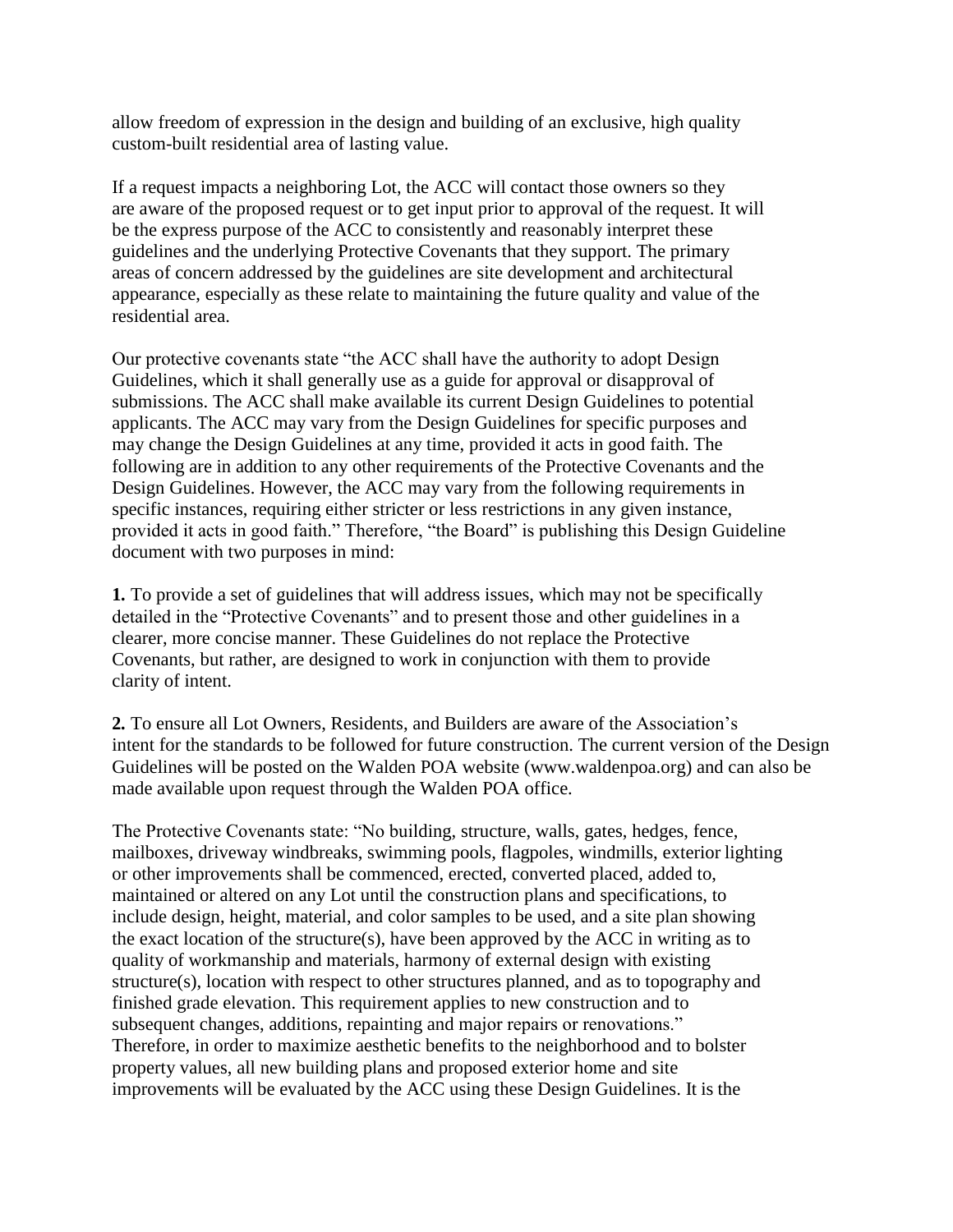allow freedom of expression in the design and building of an exclusive, high quality custom-built residential area of lasting value.

If a request impacts a neighboring Lot, the ACC will contact those owners so they are aware of the proposed request or to get input prior to approval of the request. It will be the express purpose of the ACC to consistently and reasonably interpret these guidelines and the underlying Protective Covenants that they support. The primary areas of concern addressed by the guidelines are site development and architectural appearance, especially as these relate to maintaining the future quality and value of the residential area.

Our protective covenants state "the ACC shall have the authority to adopt Design Guidelines, which it shall generally use as a guide for approval or disapproval of submissions. The ACC shall make available its current Design Guidelines to potential applicants. The ACC may vary from the Design Guidelines for specific purposes and may change the Design Guidelines at any time, provided it acts in good faith. The following are in addition to any other requirements of the Protective Covenants and the Design Guidelines. However, the ACC may vary from the following requirements in specific instances, requiring either stricter or less restrictions in any given instance, provided it acts in good faith." Therefore, "the Board" is publishing this Design Guideline document with two purposes in mind:

**1.** To provide a set of guidelines that will address issues, which may not be specifically detailed in the "Protective Covenants" and to present those and other guidelines in a clearer, more concise manner. These Guidelines do not replace the Protective Covenants, but rather, are designed to work in conjunction with them to provide clarity of intent.

**2.** To ensure all Lot Owners, Residents, and Builders are aware of the Association's intent for the standards to be followed for future construction. The current version of the Design Guidelines will be posted on the Walden POA website (www.waldenpoa.org) and can also be made available upon request through the Walden POA office.

The Protective Covenants state: "No building, structure, walls, gates, hedges, fence, mailboxes, driveway windbreaks, swimming pools, flagpoles, windmills, exterior lighting or other improvements shall be commenced, erected, converted placed, added to, maintained or altered on any Lot until the construction plans and specifications, to include design, height, material, and color samples to be used, and a site plan showing the exact location of the structure(s), have been approved by the ACC in writing as to quality of workmanship and materials, harmony of external design with existing structure(s), location with respect to other structures planned, and as to topography and finished grade elevation. This requirement applies to new construction and to subsequent changes, additions, repainting and major repairs or renovations." Therefore, in order to maximize aesthetic benefits to the neighborhood and to bolster property values, all new building plans and proposed exterior home and site improvements will be evaluated by the ACC using these Design Guidelines. It is the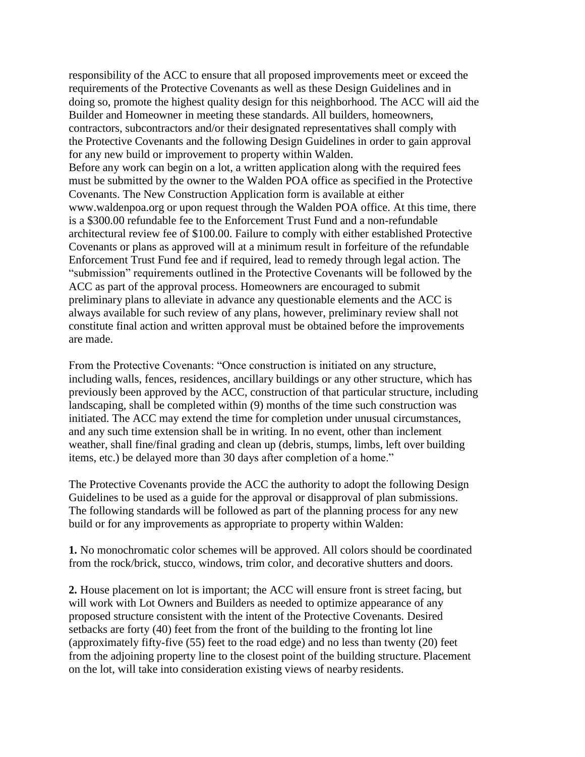responsibility of the ACC to ensure that all proposed improvements meet or exceed the requirements of the Protective Covenants as well as these Design Guidelines and in doing so, promote the highest quality design for this neighborhood. The ACC will aid the Builder and Homeowner in meeting these standards. All builders, homeowners, contractors, subcontractors and/or their designated representatives shall comply with the Protective Covenants and the following Design Guidelines in order to gain approval for any new build or improvement to property within Walden.

Before any work can begin on a lot, a written application along with the required fees must be submitted by the owner to the Walden POA office as specified in the Protective Covenants. The New Construction Application form is available at either www.waldenpoa.org or upon request through the Walden POA office. At this time, there is a $300.00 refundable fee to the Enforcement Trust Fund and a non-refundable architectural review fee of $100.00. Failure to comply with either established Protective Covenants or plans as approved will at a minimum result in forfeiture of the refundable Enforcement Trust Fund fee and if required, lead to remedy through legal action. The "submission" requirements outlined in the Protective Covenants will be followed by the ACC as part of the approval process. Homeowners are encouraged to submit preliminary plans to alleviate in advance any questionable elements and the ACC is always available for such review of any plans, however, preliminary review shall not constitute final action and written approval must be obtained before the improvements are made.

From the Protective Covenants: "Once construction is initiated on any structure, including walls, fences, residences, ancillary buildings or any other structure, which has previously been approved by the ACC, construction of that particular structure, including landscaping, shall be completed within (9) months of the time such construction was initiated. The ACC may extend the time for completion under unusual circumstances, and any such time extension shall be in writing. In no event, other than inclement weather, shall fine/final grading and clean up (debris, stumps, limbs, left over building items, etc.) be delayed more than 30 days after completion of a home."

The Protective Covenants provide the ACC the authority to adopt the following Design Guidelines to be used as a guide for the approval or disapproval of plan submissions. The following standards will be followed as part of the planning process for any new build or for any improvements as appropriate to property within Walden:

**1.** No monochromatic color schemes will be approved. All colors should be coordinated from the rock/brick, stucco, windows, trim color, and decorative shutters and doors.

**2.** House placement on lot is important; the ACC will ensure front is street facing, but will work with Lot Owners and Builders as needed to optimize appearance of any proposed structure consistent with the intent of the Protective Covenants. Desired setbacks are forty (40) feet from the front of the building to the fronting lot line (approximately fifty-five (55) feet to the road edge) and no less than twenty (20) feet from the adjoining property line to the closest point of the building structure. Placement on the lot, will take into consideration existing views of nearby residents.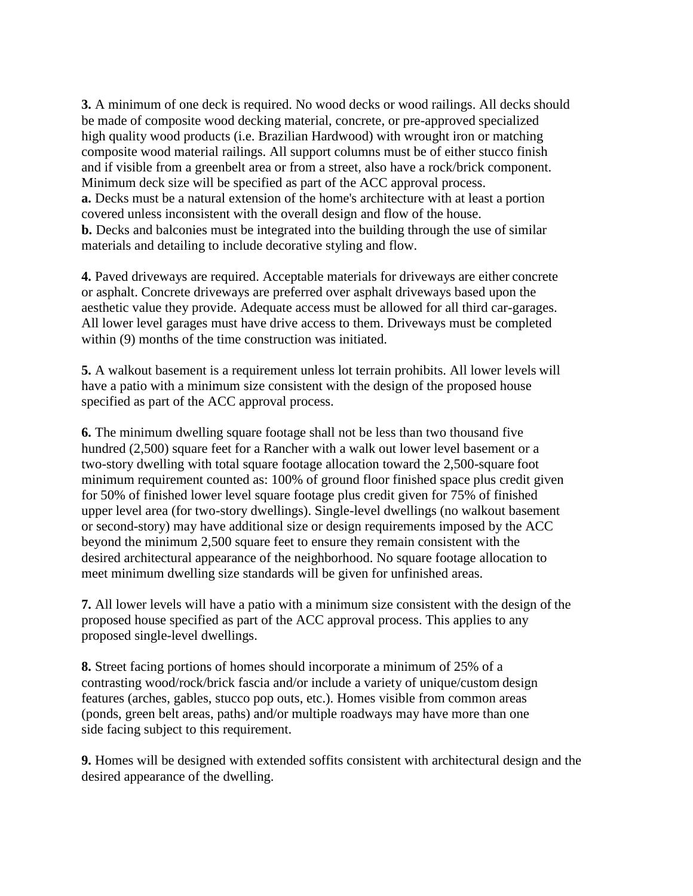**3.** A minimum of one deck is required. No wood decks or wood railings. All decks should be made of composite wood decking material, concrete, or pre-approved specialized high quality wood products (i.e. Brazilian Hardwood) with wrought iron or matching composite wood material railings. All support columns must be of either stucco finish and if visible from a greenbelt area or from a street, also have a rock/brick component. Minimum deck size will be specified as part of the ACC approval process.
**a.** Decks must be a natural extension of the home's architecture with at least a portion covered unless inconsistent with the overall design and flow of the house.
**b.** Decks and balconies must be integrated into the building through the use of similar materials and detailing to include decorative styling and flow.

**4.** Paved driveways are required. Acceptable materials for driveways are either concrete or asphalt. Concrete driveways are preferred over asphalt driveways based upon the aesthetic value they provide. Adequate access must be allowed for all third car-garages. All lower level garages must have drive access to them. Driveways must be completed within (9) months of the time construction was initiated.

**5.** A walkout basement is a requirement unless lot terrain prohibits. All lower levels will have a patio with a minimum size consistent with the design of the proposed house specified as part of the ACC approval process.

**6.** The minimum dwelling square footage shall not be less than two thousand five hundred (2,500) square feet for a Rancher with a walk out lower level basement or a two-story dwelling with total square footage allocation toward the 2,500-square foot minimum requirement counted as: 100% of ground floor finished space plus credit given for 50% of finished lower level square footage plus credit given for 75% of finished upper level area (for two-story dwellings). Single-level dwellings (no walkout basement or second-story) may have additional size or design requirements imposed by the ACC beyond the minimum 2,500 square feet to ensure they remain consistent with the desired architectural appearance of the neighborhood. No square footage allocation to meet minimum dwelling size standards will be given for unfinished areas.

**7.** All lower levels will have a patio with a minimum size consistent with the design of the proposed house specified as part of the ACC approval process. This applies to any proposed single-level dwellings.

**8.** Street facing portions of homes should incorporate a minimum of 25% of a contrasting wood/rock/brick fascia and/or include a variety of unique/custom design features (arches, gables, stucco pop outs, etc.). Homes visible from common areas (ponds, green belt areas, paths) and/or multiple roadways may have more than one side facing subject to this requirement.

**9.** Homes will be designed with extended soffits consistent with architectural design and the desired appearance of the dwelling.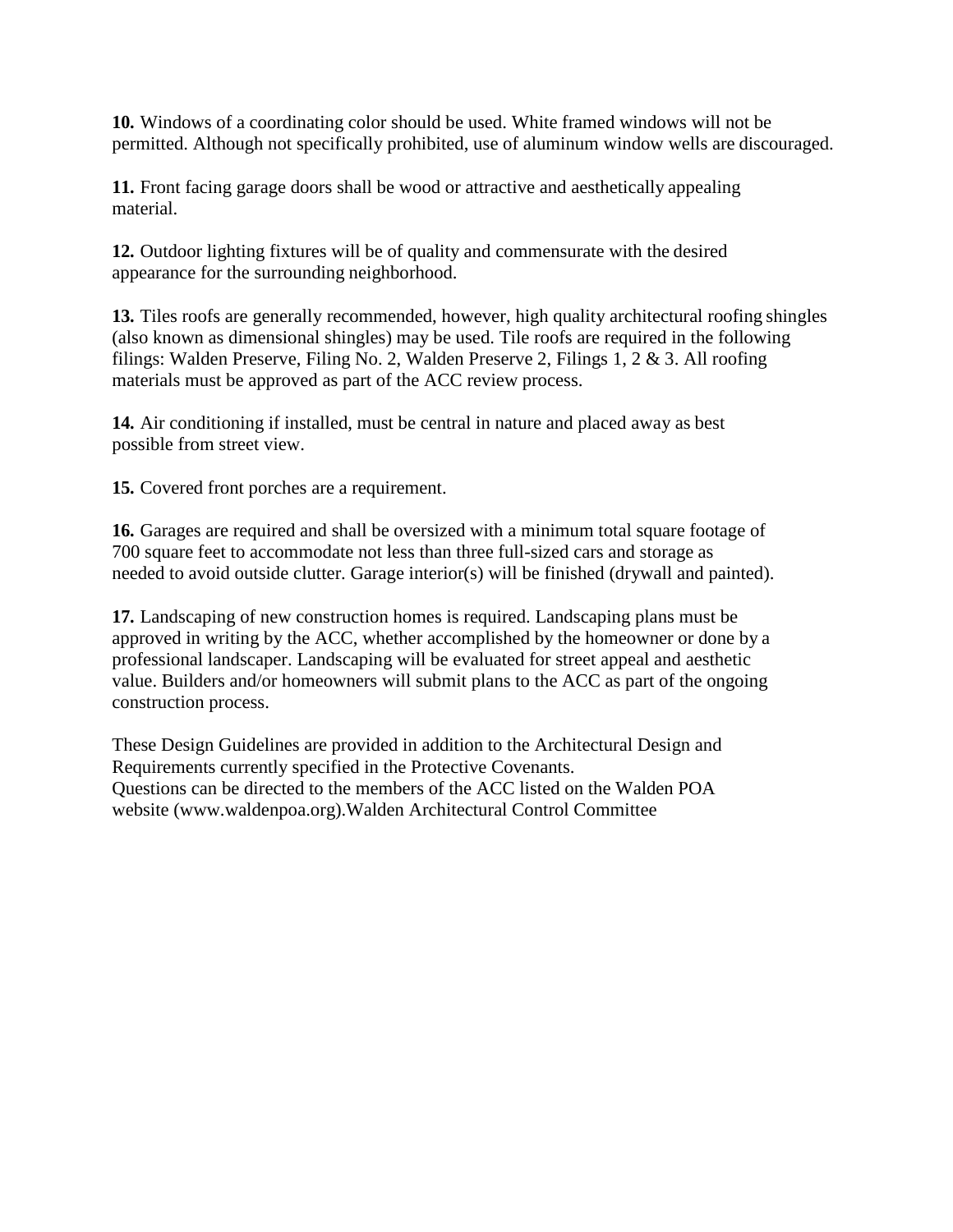**10.** Windows of a coordinating color should be used. White framed windows will not be permitted. Although not specifically prohibited, use of aluminum window wells are discouraged.

**11.** Front facing garage doors shall be wood or attractive and aesthetically appealing material.

**12.** Outdoor lighting fixtures will be of quality and commensurate with the desired appearance for the surrounding neighborhood.

**13.** Tiles roofs are generally recommended, however, high quality architectural roofing shingles (also known as dimensional shingles) may be used. Tile roofs are required in the following filings: Walden Preserve, Filing No. 2, Walden Preserve 2, Filings 1, 2 & 3. All roofing materials must be approved as part of the ACC review process.

**14.** Air conditioning if installed, must be central in nature and placed away as best possible from street view.

**15.** Covered front porches are a requirement.

**16.** Garages are required and shall be oversized with a minimum total square footage of 700 square feet to accommodate not less than three full-sized cars and storage as needed to avoid outside clutter. Garage interior(s) will be finished (drywall and painted).

**17.** Landscaping of new construction homes is required. Landscaping plans must be approved in writing by the ACC, whether accomplished by the homeowner or done by a professional landscaper. Landscaping will be evaluated for street appeal and aesthetic value. Builders and/or homeowners will submit plans to the ACC as part of the ongoing construction process.

These Design Guidelines are provided in addition to the Architectural Design and Requirements currently specified in the Protective Covenants.
Questions can be directed to the members of the ACC listed on the Walden POA website (www.waldenpoa.org).Walden Architectural Control Committee